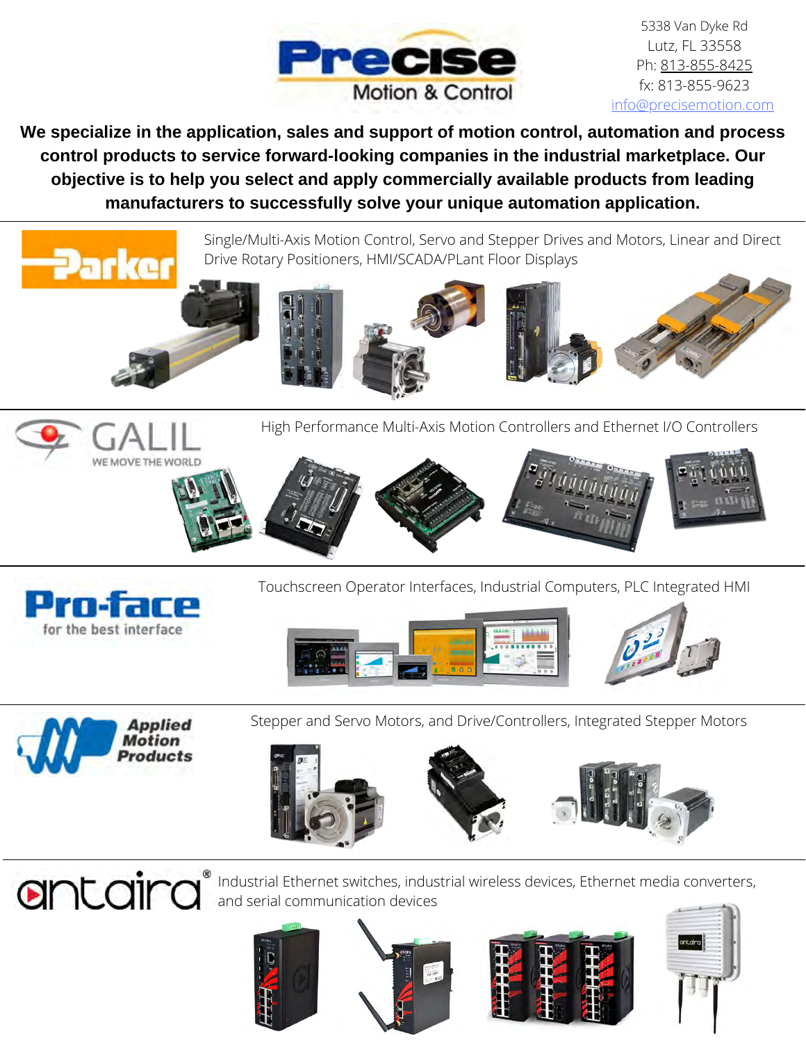# Precise Motion & Control

5338 Van Dyke Rd
Lutz, FL 33558
Ph: 813-855-8425
fx: 813-855-9623
info@precisemotion.com

**We specialize in the application, sales and support of motion control, automation and process control products to service forward-looking companies in the industrial marketplace. Our objective is to help you select and apply commercially available products from leading manufacturers to successfully solve your unique automation application.**

## Parker

Single/Multi-Axis Motion Control, Servo and Stepper Drives and Motors, Linear and Direct Drive Rotary Positioners, HMI/SCADA/PLant Floor Displays

## GALIL — WE MOVE THE WORLD

High Performance Multi-Axis Motion Controllers and Ethernet I/O Controllers

## Pro-face — for the best interface

Touchscreen Operator Interfaces, Industrial Computers, PLC Integrated HMI

## Applied Motion Products

Stepper and Servo Motors, and Drive/Controllers, Integrated Stepper Motors

## antaira®

Industrial Ethernet switches, industrial wireless devices, Ethernet media converters, and serial communication devices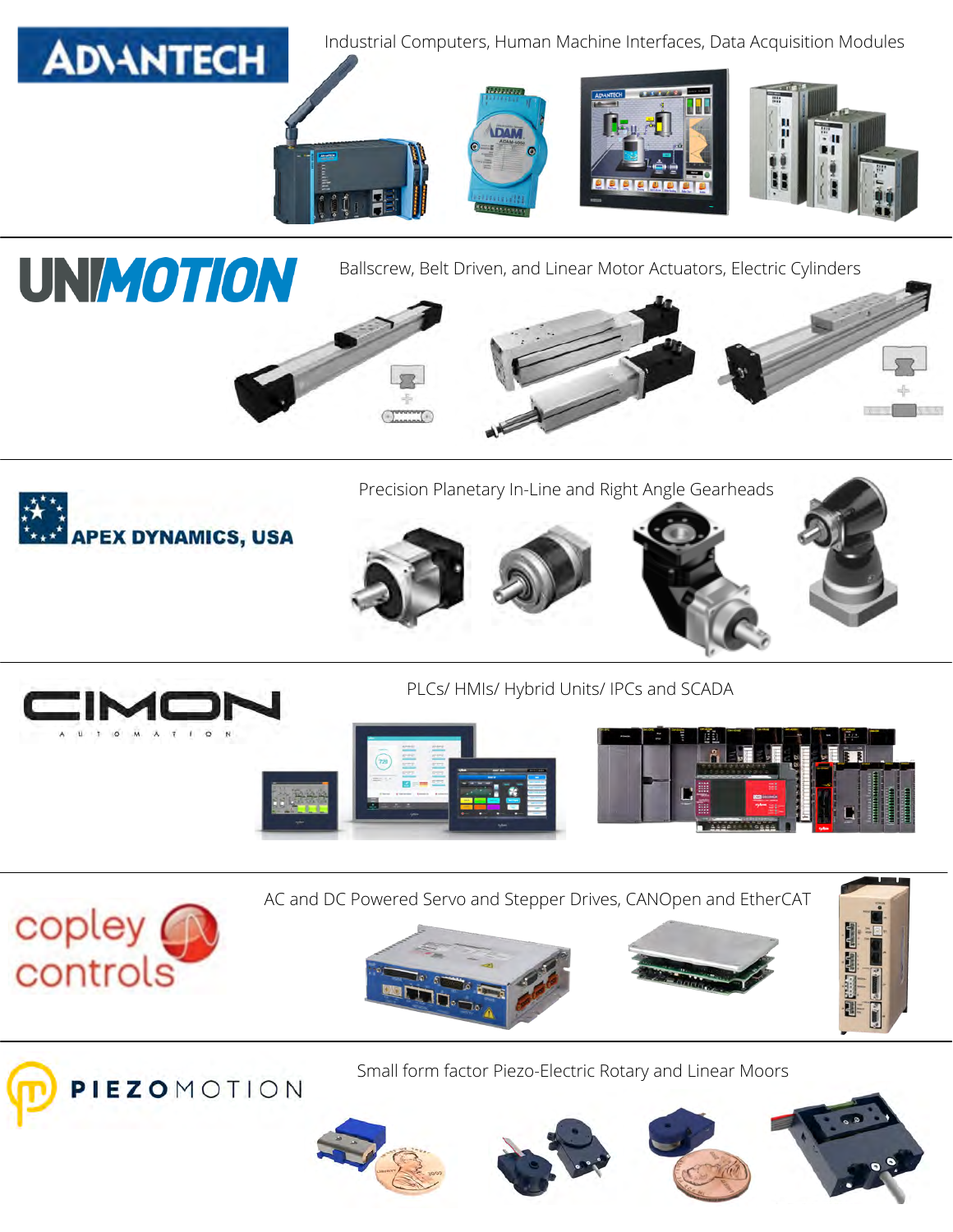## ADVANTECH

Industrial Computers, Human Machine Interfaces, Data Acquisition Modules

## UNIMOTION

Ballscrew, Belt Driven, and Linear Motor Actuators, Electric Cylinders

## APEX DYNAMICS, USA

Precision Planetary In-Line and Right Angle Gearheads

## CIMON AUTOMATION

PLCs/ HMIs/ Hybrid Units/ IPCs and SCADA

## copley controls

AC and DC Powered Servo and Stepper Drives, CANOpen and EtherCAT

## PIEZOMOTION

Small form factor Piezo-Electric Rotary and Linear Moors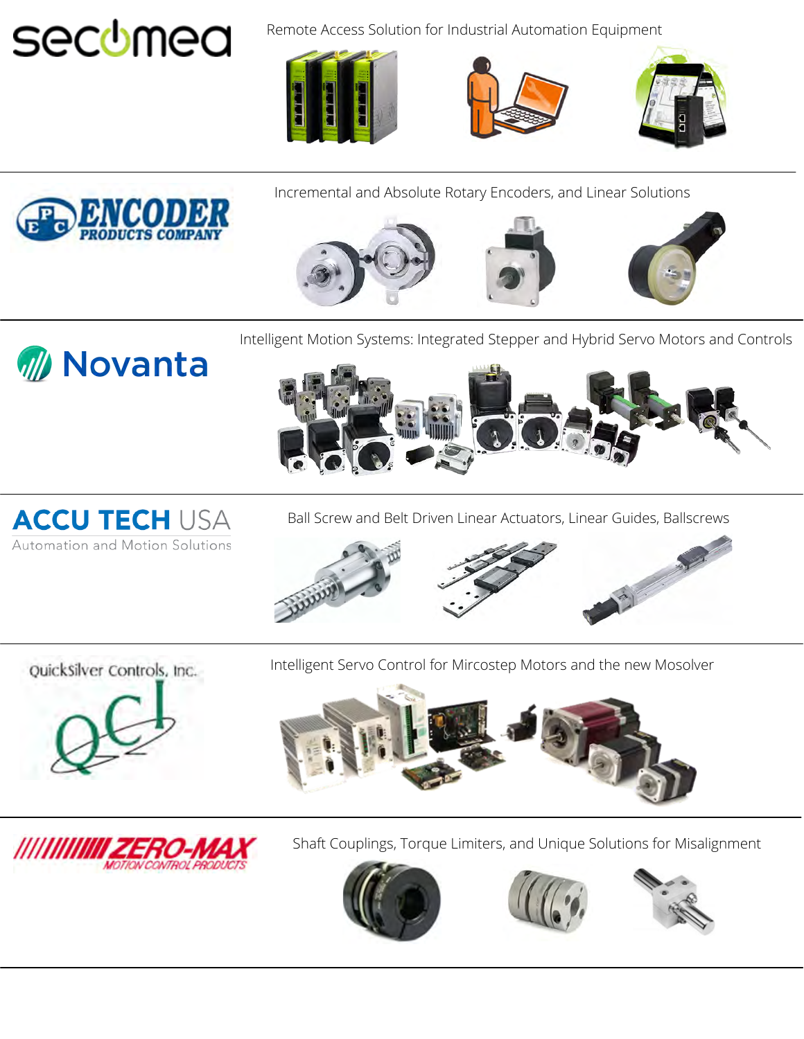secomea

Remote Access Solution for Industrial Automation Equipment

ENCODER PRODUCTS COMPANY

Incremental and Absolute Rotary Encoders, and Linear Solutions

Novanta

Intelligent Motion Systems: Integrated Stepper and Hybrid Servo Motors and Controls

ACCU TECH USA

Automation and Motion Solutions

Ball Screw and Belt Driven Linear Actuators, Linear Guides, Ballscrews

QuickSilver Controls, Inc.

Intelligent Servo Control for Mircostep Motors and the new Mosolver

ZERO-MAX MOTION CONTROL PRODUCTS

Shaft Couplings, Torque Limiters, and Unique Solutions for Misalignment